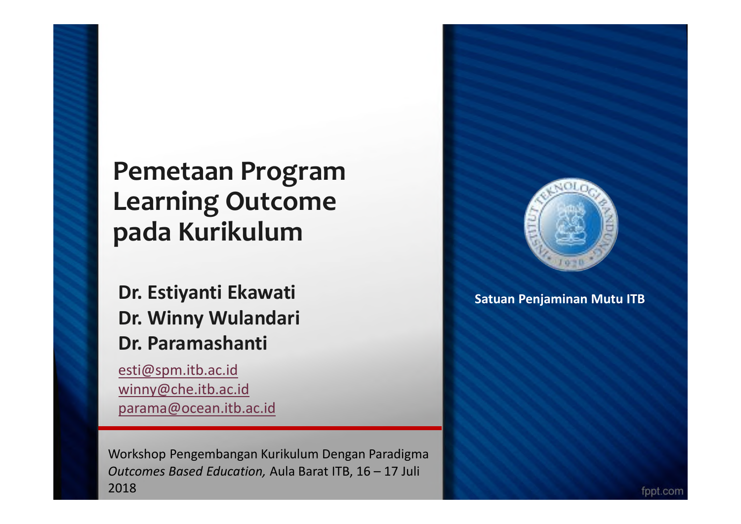# Pemetaan Program Learning Outcome pada Kurikulum

**Dr. Estiyanti Ekawati**
**Dr. Winny Wulandari**
**Dr. Paramashanti**

esti@spm.itb.ac.id
winny@che.itb.ac.id
parama@ocean.itb.ac.id

Workshop Pengembangan Kurikulum Dengan Paradigma *Outcomes Based Education,* Aula Barat ITB, 16 – 17 Juli 2018

**Satuan Penjaminan Mutu ITB**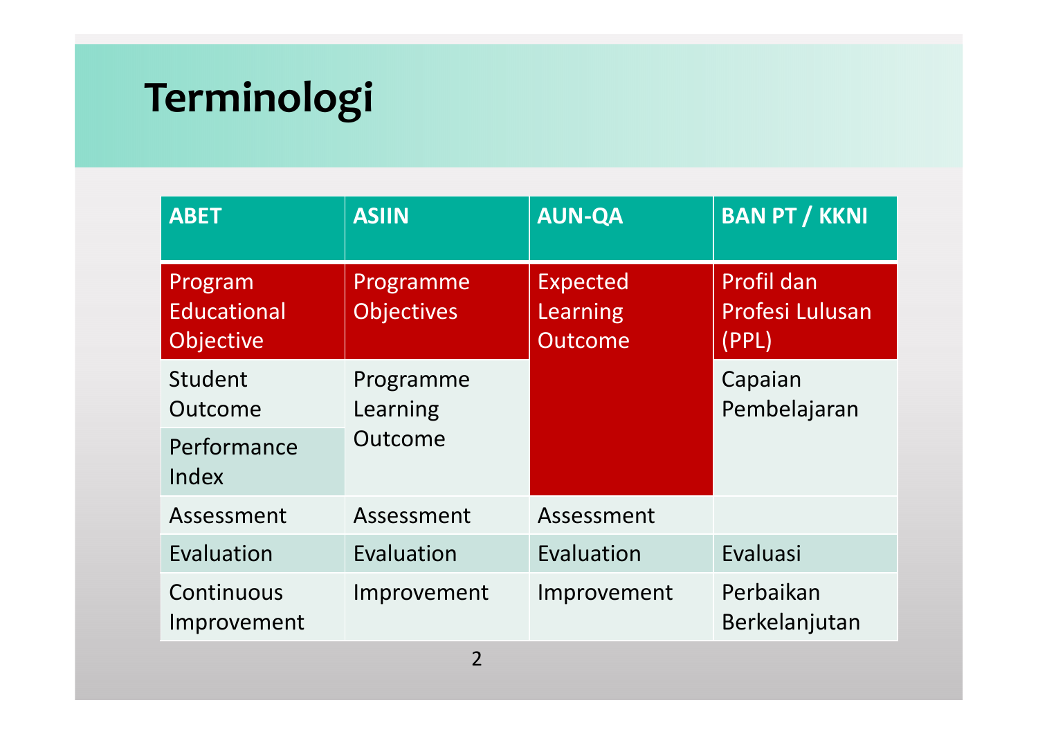# Terminologi

| ABET | ASIIN | AUN-QA | BAN PT / KKNI |
|---|---|---|---|
| Program Educational Objective | Programme Objectives | Expected Learning Outcome | Profil dan Profesi Lulusan (PPL) |
| Student Outcome | Programme Learning Outcome | | Capaian Pembelajaran |
| Performance Index | | | |
| Assessment | Assessment | Assessment | |
| Evaluation | Evaluation | Evaluation | Evaluasi |
| Continuous Improvement | Improvement | Improvement | Perbaikan Berkelanjutan |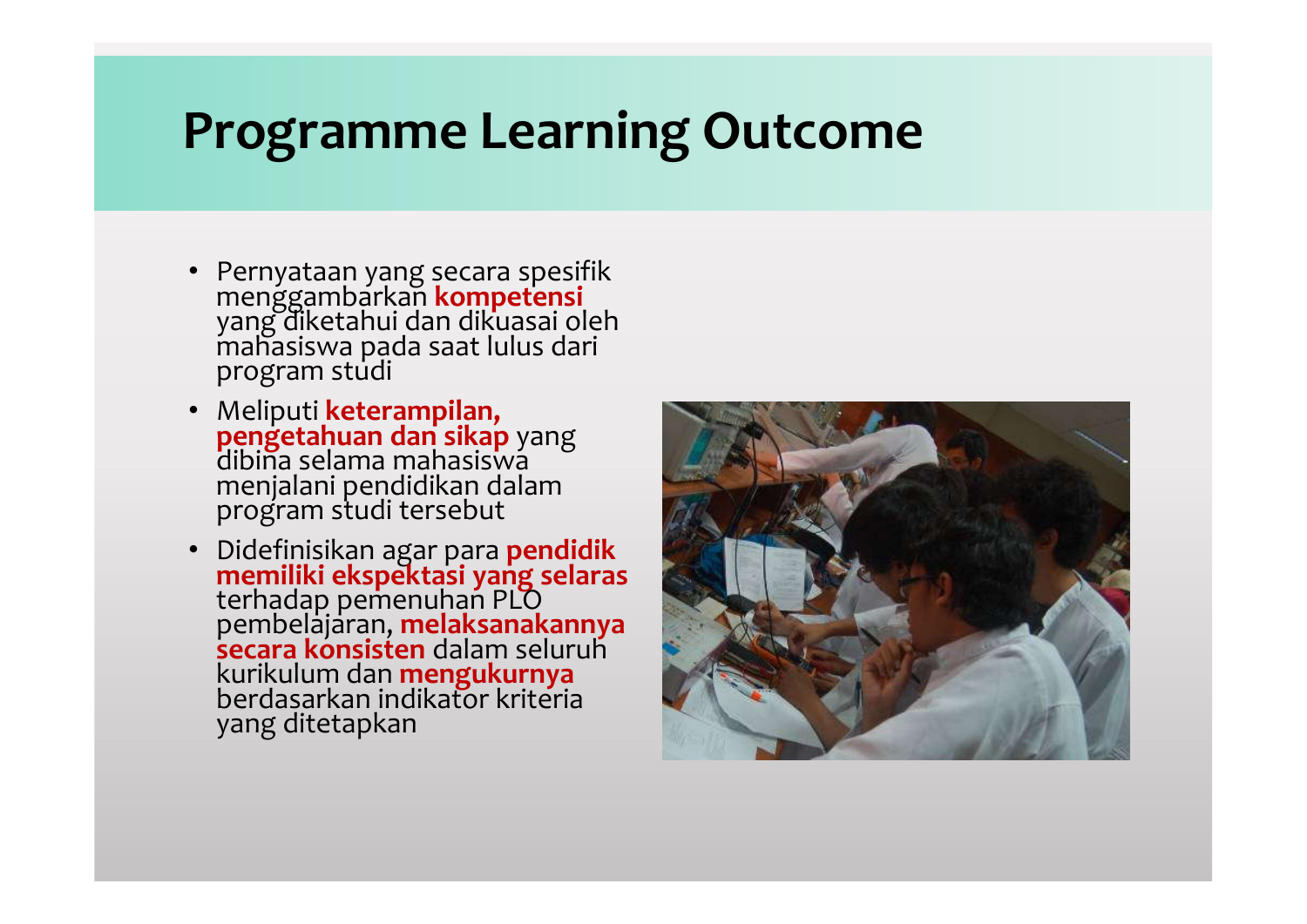# Programme Learning Outcome

- Pernyataan yang secara spesifik menggambarkan **kompetensi** yang diketahui dan dikuasai oleh mahasiswa pada saat lulus dari program studi
- Meliputi **keterampilan, pengetahuan dan sikap** yang dibina selama mahasiswa menjalani pendidikan dalam program studi tersebut
- Didefinisikan agar para **pendidik memiliki ekspektasi yang selaras** terhadap pemenuhan PLO pembelajaran, **melaksanakannya secara konsisten** dalam seluruh kurikulum dan **mengukurnya** berdasarkan indikator kriteria yang ditetapkan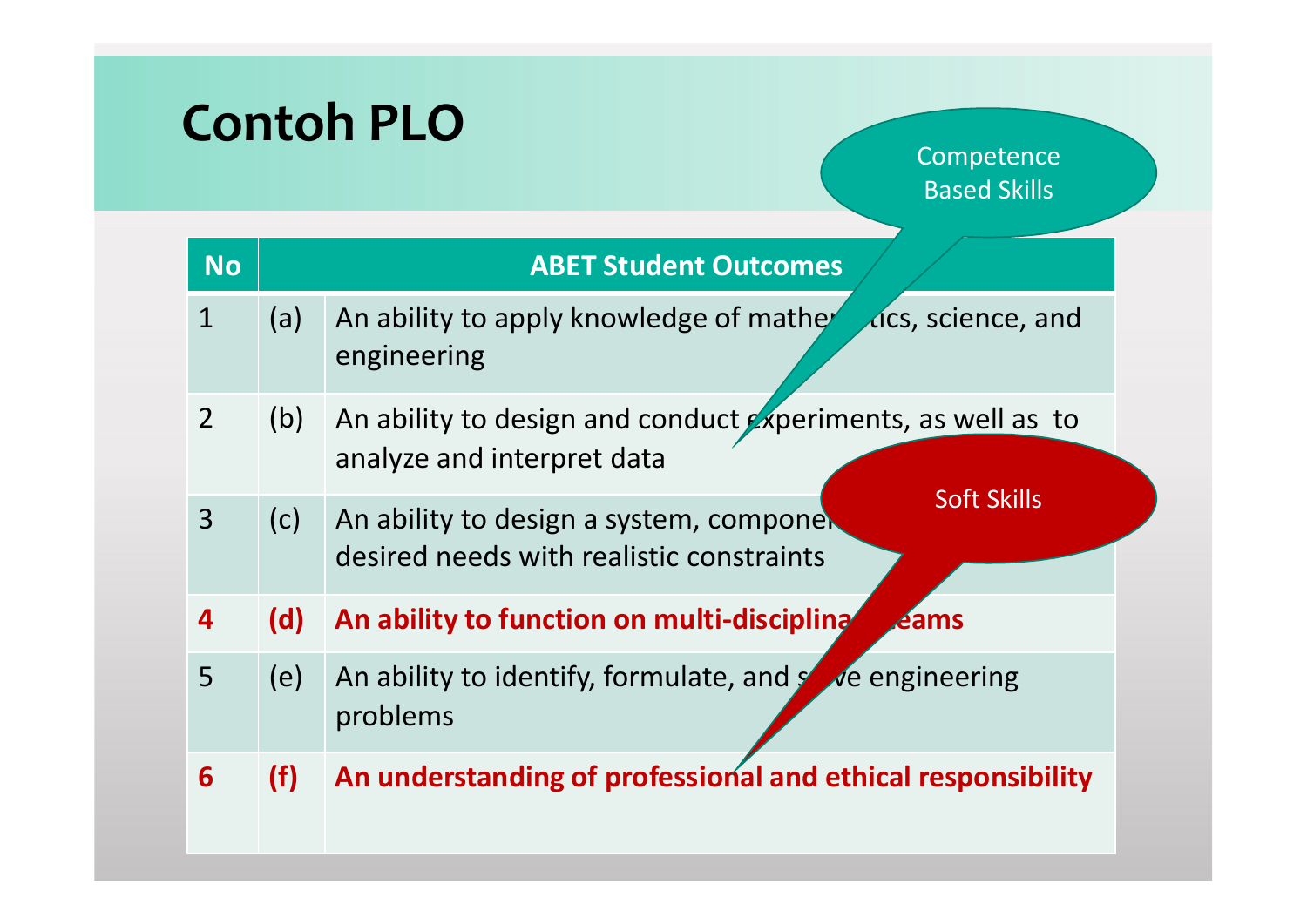# Contoh PLO

Competence Based Skills

Soft Skills

| No | | ABET Student Outcomes |
|---|---|---|
| 1 | (a) | An ability to apply knowledge of mathematics, science, and engineering |
| 2 | (b) | An ability to design and conduct experiments, as well as to analyze and interpret data |
| 3 | (c) | An ability to design a system, component, or process to meet desired needs with realistic constraints |
| **4** | **(d)** | **An ability to function on multi-disciplinary teams** |
| 5 | (e) | An ability to identify, formulate, and solve engineering problems |
| **6** | **(f)** | **An understanding of professional and ethical responsibility** |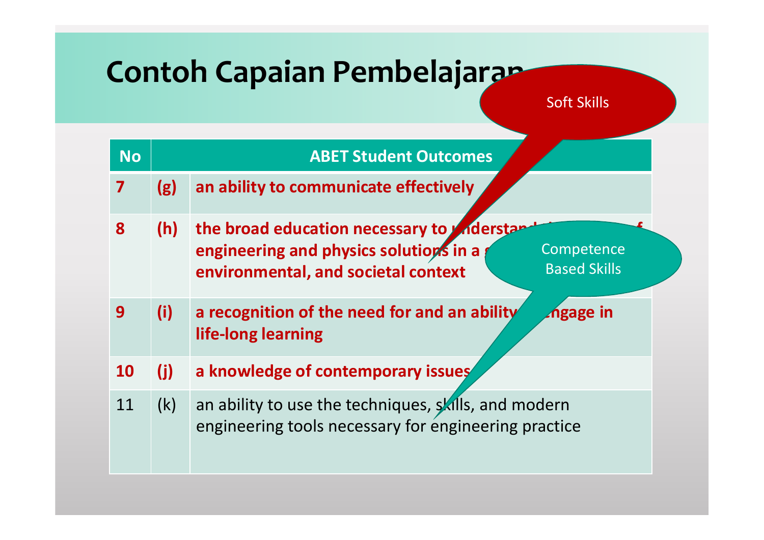# Contoh Capaian Pembelajaran

| No | | ABET Student Outcomes |
|---|---|---|
| **7** | **(g)** | **an ability to communicate effectively** |
| **8** | **(h)** | **the broad education necessary to understand the impact of engineering and physics solutions in a global, economic, environmental, and societal context** |
| **9** | **(i)** | **a recognition of the need for and an ability to engage in life-long learning** |
| **10** | **(j)** | **a knowledge of contemporary issues** |
| 11 | (k) | an ability to use the techniques, skills, and modern engineering tools necessary for engineering practice |

Soft Skills

Competence Based Skills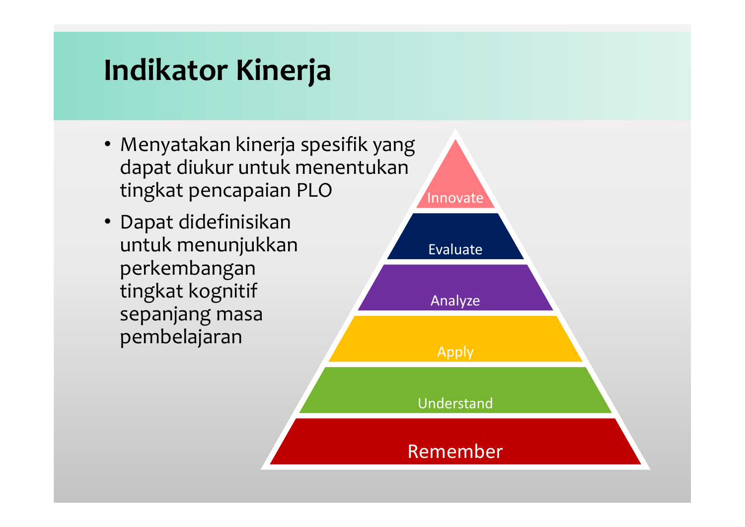# Indikator Kinerja

- Menyatakan kinerja spesifik yang dapat diukur untuk menentukan tingkat pencapaian PLO
- Dapat didefinisikan untuk menunjukkan perkembangan tingkat kognitif sepanjang masa pembelajaran

Innovate

Evaluate

Analyze

Apply

Understand

Remember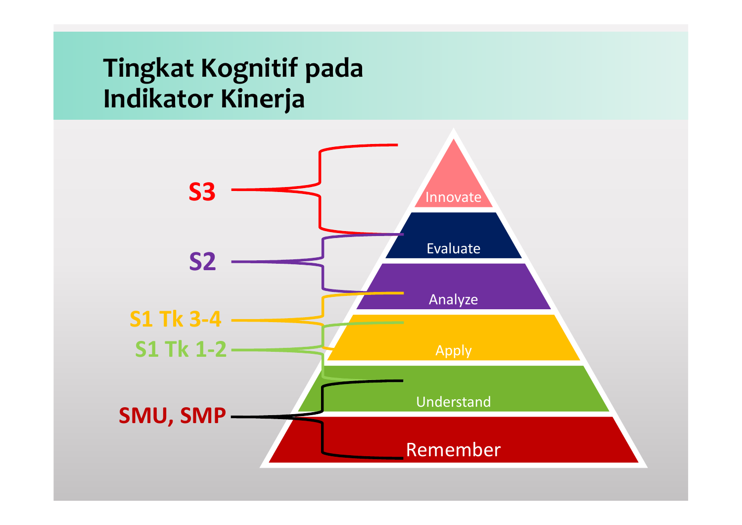# Tingkat Kognitif pada Indikator Kinerja

- S3: Innovate – Evaluate
- S2: Evaluate – Analyze
- S1 Tk 3-4: Analyze – Apply
- S1 Tk 1-2: Apply – Understand
- SMU, SMP: Understand – Remember

Innovate

Evaluate

Analyze

Apply

Understand

Remember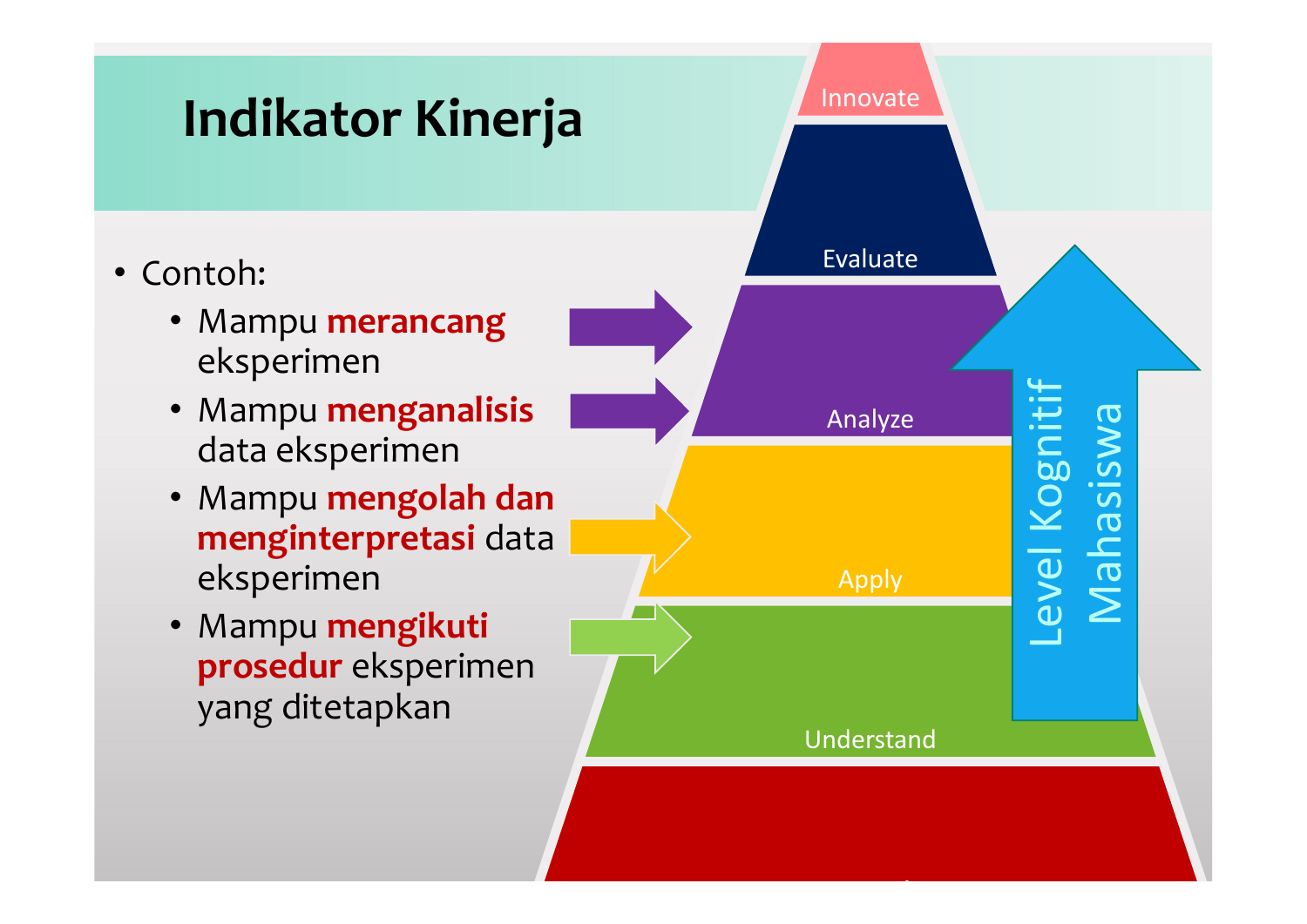# Indikator Kinerja

- Contoh:
  - Mampu **merancang** eksperimen
  - Mampu **menganalisis** data eksperimen
  - Mampu **mengolah dan menginterpretasi** data eksperimen
  - Mampu **mengikuti prosedur** eksperimen yang ditetapkan

Innovate

Evaluate

Analyze

Apply

Understand

Level Kognitif Mahasiswa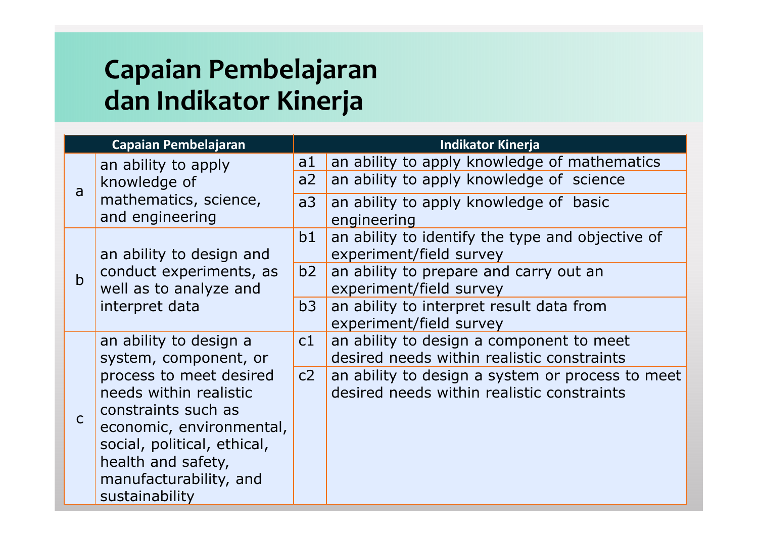# Capaian Pembelajaran dan Indikator Kinerja

| Capaian Pembelajaran | | Indikator Kinerja | |
|---|---|---|---|
| a | an ability to apply knowledge of mathematics, science, and engineering | a1 | an ability to apply knowledge of mathematics |
| | | a2 | an ability to apply knowledge of science |
| | | a3 | an ability to apply knowledge of basic engineering |
| b | an ability to design and conduct experiments, as well as to analyze and interpret data | b1 | an ability to identify the type and objective of experiment/field survey |
| | | b2 | an ability to prepare and carry out an experiment/field survey |
| | | b3 | an ability to interpret result data from experiment/field survey |
| c | an ability to design a system, component, or process to meet desired needs within realistic constraints such as economic, environmental, social, political, ethical, health and safety, manufacturability, and sustainability | c1 | an ability to design a component to meet desired needs within realistic constraints |
| | | c2 | an ability to design a system or process to meet desired needs within realistic constraints |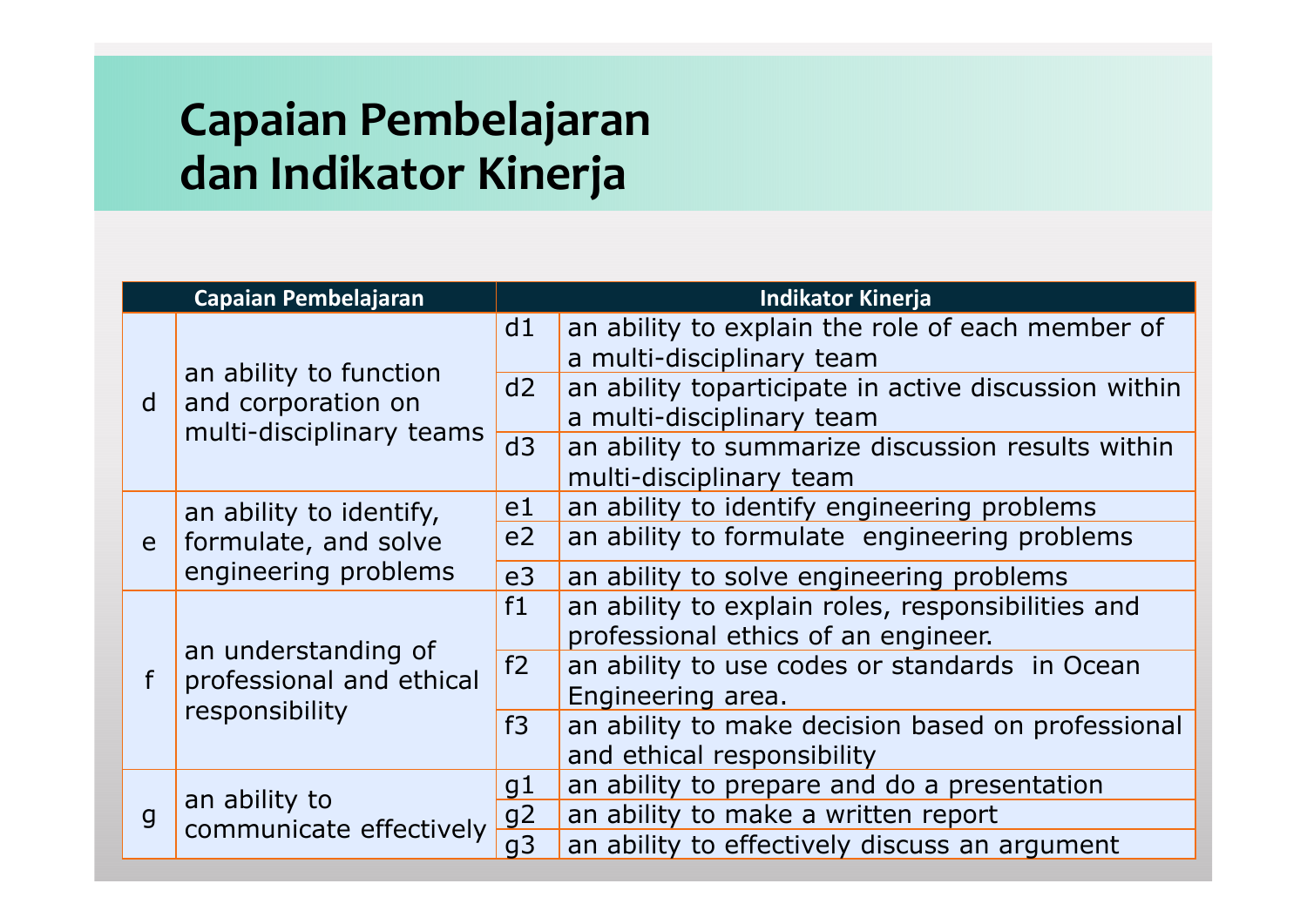# Capaian Pembelajaran dan Indikator Kinerja

| Capaian Pembelajaran | | Indikator Kinerja | |
|---|---|---|---|
| d | an ability to function and corporation on multi-disciplinary teams | d1 | an ability to explain the role of each member of a multi-disciplinary team |
| | | d2 | an ability toparticipate in active discussion within a multi-disciplinary team |
| | | d3 | an ability to summarize discussion results within multi-disciplinary team |
| e | an ability to identify, formulate, and solve engineering problems | e1 | an ability to identify engineering problems |
| | | e2 | an ability to formulate engineering problems |
| | | e3 | an ability to solve engineering problems |
| f | an understanding of professional and ethical responsibility | f1 | an ability to explain roles, responsibilities and professional ethics of an engineer. |
| | | f2 | an ability to use codes or standards in Ocean Engineering area. |
| | | f3 | an ability to make decision based on professional and ethical responsibility |
| g | an ability to communicate effectively | g1 | an ability to prepare and do a presentation |
| | | g2 | an ability to make a written report |
| | | g3 | an ability to effectively discuss an argument |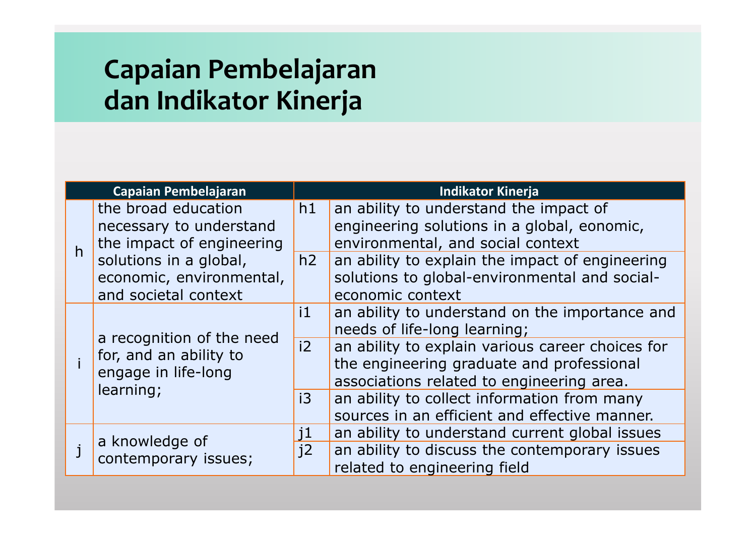# Capaian Pembelajaran dan Indikator Kinerja

| Capaian Pembelajaran | | Indikator Kinerja | |
|---|---|---|---|
| h | the broad education necessary to understand the impact of engineering solutions in a global, economic, environmental, and societal context | h1 | an ability to understand the impact of engineering solutions in a global, eonomic, environmental, and social context |
| | | h2 | an ability to explain the impact of engineering solutions to global-environmental and social-economic context |
| i | a recognition of the need for, and an ability to engage in life-long learning; | i1 | an ability to understand on the importance and needs of life-long learning; |
| | | i2 | an ability to explain various career choices for the engineering graduate and professional associations related to engineering area. |
| | | i3 | an ability to collect information from many sources in an efficient and effective manner. |
| j | a knowledge of contemporary issues; | j1 | an ability to understand current global issues |
| | | j2 | an ability to discuss the contemporary issues related to engineering field |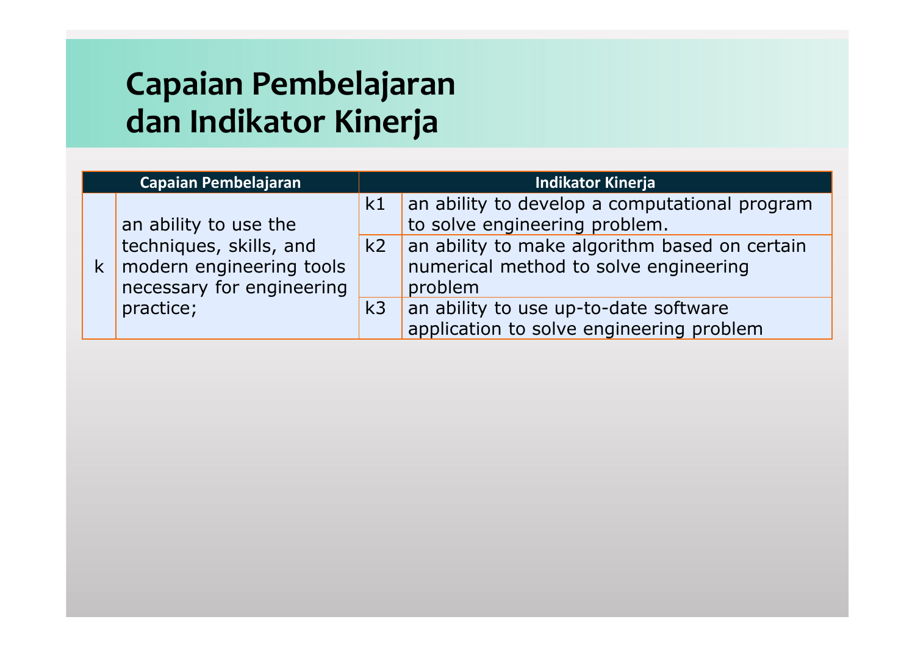# Capaian Pembelajaran dan Indikator Kinerja

| Capaian Pembelajaran | | Indikator Kinerja | |
|---|---|---|---|
| k | an ability to use the techniques, skills, and modern engineering tools necessary for engineering practice; | k1 | an ability to develop a computational program to solve engineering problem. |
| | | k2 | an ability to make algorithm based on certain numerical method to solve engineering problem |
| | | k3 | an ability to use up-to-date software application to solve engineering problem |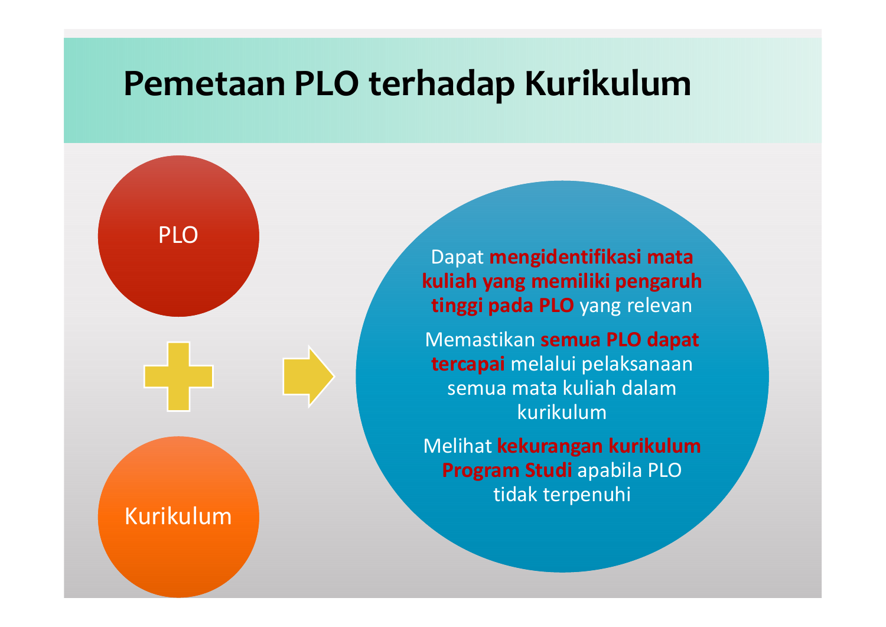# Pemetaan PLO terhadap Kurikulum

PLO

Kurikulum

Dapat **mengidentifikasi mata kuliah yang memiliki pengaruh tinggi pada PLO** yang relevan

Memastikan **semua PLO dapat tercapai** melalui pelaksanaan semua mata kuliah dalam kurikulum

Melihat **kekurangan kurikulum Program Studi** apabila PLO tidak terpenuhi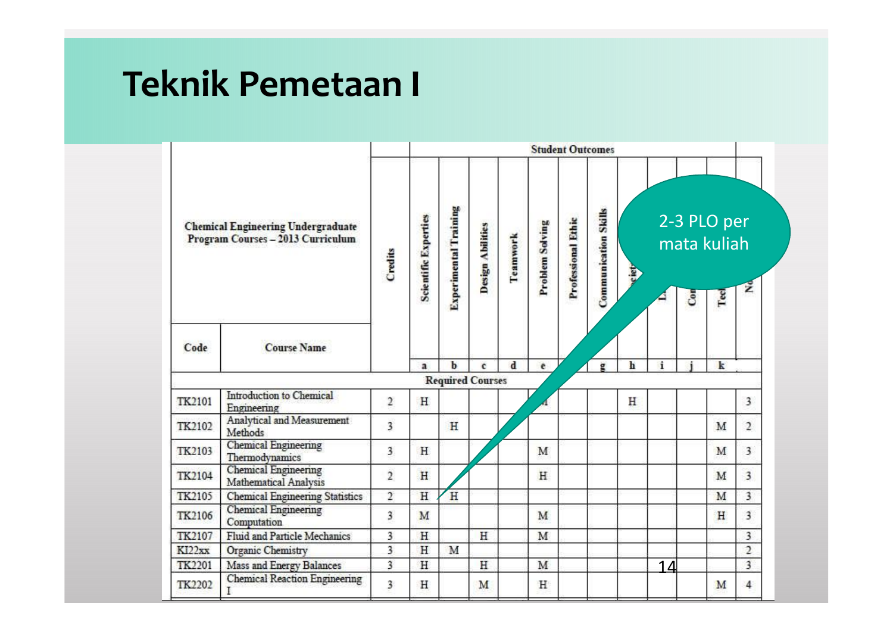# Teknik Pemetaan I

| Chemical Engineering Undergraduate Program Courses – 2013 Curriculum | | Credits | Student Outcomes | | | | | | | | | | | |
|---|---|---|---|---|---|---|---|---|---|---|---|---|---|---|
| | | | Scientific Experties | Experimental Training | Design Abilities | Teamwork | Problem Solving | Professional Ethic | Communication Skills | ...ciet... | L... | Co... | Tec... | N... |
| Code | Course Name | | a | b | c | d | e | | g | h | i | j | k | |
| Required Courses | | | | | | | | | | | | | | |
| TK2101 | Introduction to Chemical Engineering | 2 | H | | | | M | | | H | | | | 3 |
| TK2102 | Analytical and Measurement Methods | 3 | | H | | | | | | | | | M | 2 |
| TK2103 | Chemical Engineering Thermodynamics | 3 | H | | | | M | | | | | | M | 3 |
| TK2104 | Chemical Engineering Mathematical Analysis | 2 | H | | | | H | | | | | | M | 3 |
| TK2105 | Chemical Engineering Statistics | 2 | H | H | | | | | | | | | M | 3 |
| TK2106 | Chemical Engineering Computation | 3 | M | | | | M | | | | | | H | 3 |
| TK2107 | Fluid and Particle Mechanics | 3 | H | | H | | M | | | | | | | 3 |
| KI22xx | Organic Chemistry | 3 | H | M | | | | | | | | | | 2 |
| TK2201 | Mass and Energy Balances | 3 | H | | H | | M | | | | | | | 3 |
| TK2202 | Chemical Reaction Engineering I | 3 | H | | M | | H | | | | | | M | 4 |

2-3 PLO per mata kuliah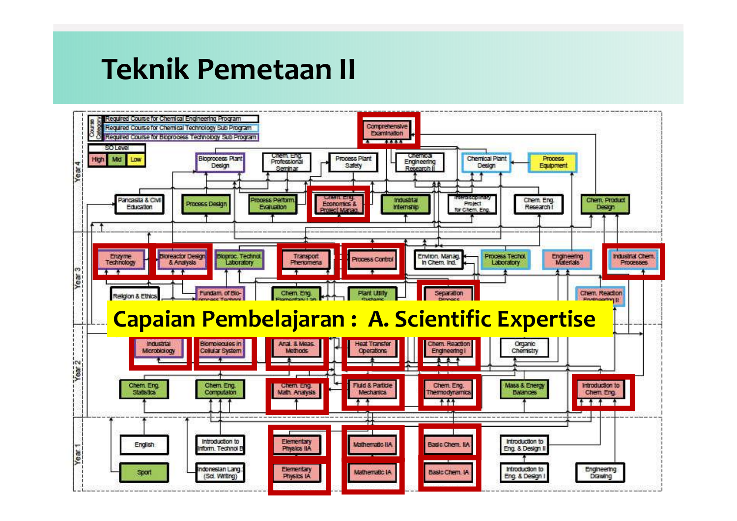# Teknik Pemetaan II

**Legend:**

| Course Category | |
|---|---|
| Required Course for Chemical Engineering Program | |
| Required Course for Chemical Technology Sub Program | |
| Required Course for Bioprocess Technology Sub Program | |

SO Level: High | Mid | Low

**Year 4**

- Comprehensive Examination
- Bioprocess Plant Design
- Chem. Eng. Professional Seminar
- Process Plant Safety
- Chemical Engineering Research II
- Chemical Plant Design
- Process Equipment
- Pancasila & Civil Education
- Process Design
- Process Perform. Evaluation
- Chem. Eng. Economics & Project Manag.
- Industrial Internship
- Interdisciplinary Project for Chem. Eng.
- Chem. Eng. Research I
- Chem. Product Design

**Year 3**

- Enzyme Technology
- Bioreactor Design & Analysis
- Bioproc. Technol. Laboratory
- Transport Phenomena
- Process Control
- Environ. Manag. in Chem. Ind.
- Process Technol. Laboratory
- Engineering Materials
- Industrial Chem. Processes
- Religion & Ethics
- Fundam. of Bio-process Technol.
- Chem. Eng. Elementary Lab
- Plant Utility Systems
- Separation Process
- Chem. Reaction Engineering II

**Capaian Pembelajaran : A. Scientific Expertise**

**Year 2**

- Industrial Microbiology
- Biomolecules in Cellular System
- Anal. & Meas. Methods
- Heat Transfer Operations
- Chem. Reaction Engineering I
- Organic Chemistry
- Chem. Eng. Statistics
- Chem. Eng. Computation
- Chem. Eng. Math. Analysis
- Fluid & Particle Mechanics
- Chem. Eng. Thermodynamics
- Mass & Energy Balances
- Introduction to Chem. Eng.

**Year 1**

- English
- Introduction to Inform. Technol
- Elementary Physics IIA
- Mathematic IIA
- Basic Chem. IIA
- Introduction to Eng. & Design II
- Sport
- Indonesian Lang. (Sci. Writing)
- Elementary Physics IA
- Mathematic IA
- Basic Chem. IA
- Introduction to Eng. & Design I
- Engineering Drawing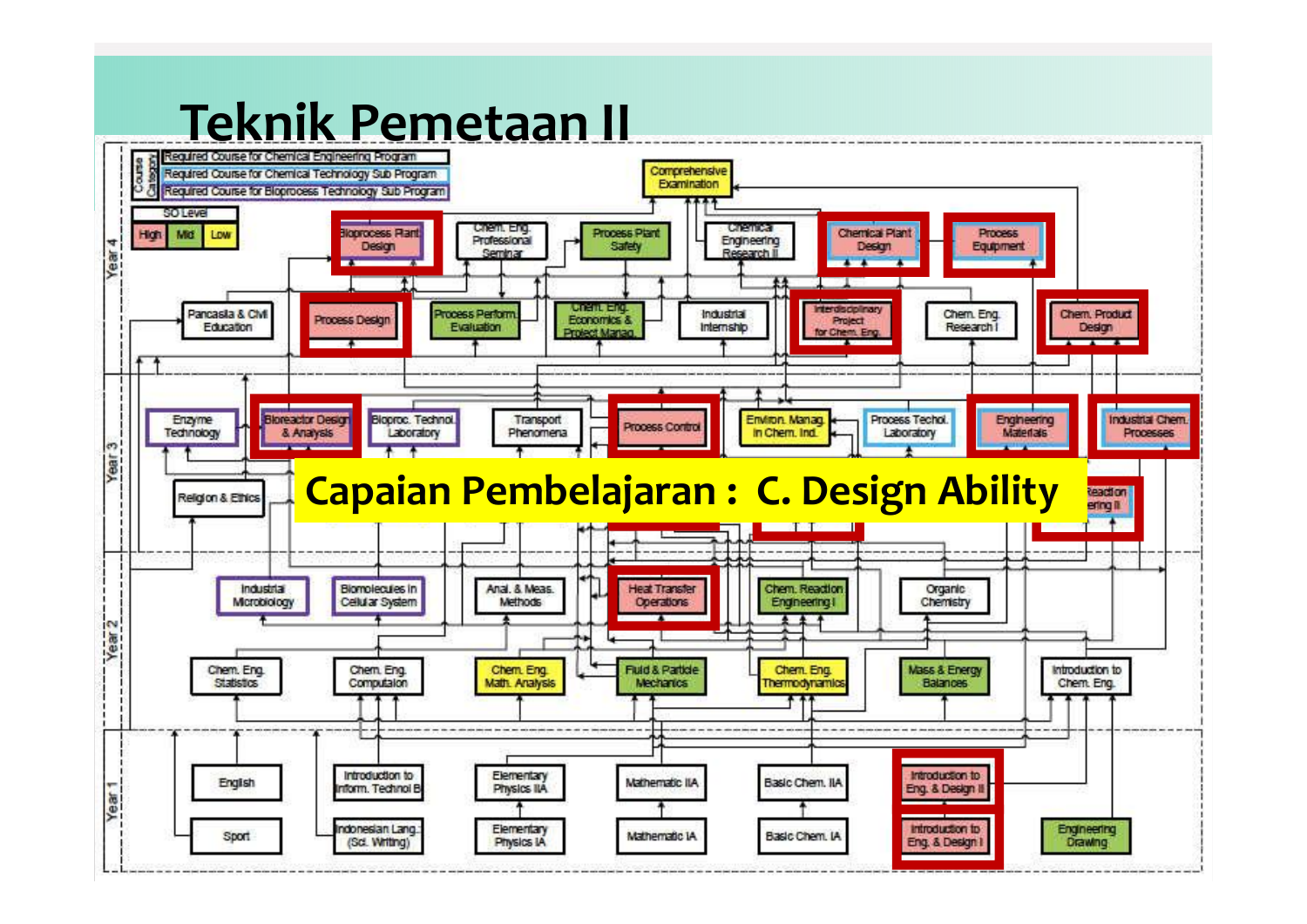# Teknik Pemetaan II

Course Category:
- Required Course for Chemical Engineering Program
- Required Course for Chemical Technology Sub Program
- Required Course for Bioprocess Technology Sub Program

SO Level: High | Mid | Low

**Year 4**

- Comprehensive Examination
- Bioprocess Plant Design
- Chem. Eng. Professional Seminar
- Process Plant Safety
- Chemical Engineering Research II
- Chemical Plant Design
- Process Equipment
- Pancasila & Civil Education
- Process Design
- Process Perform. Evaluation
- Chem. Eng. Economics & Project Manag.
- Industrial Internship
- Interdisciplinary Project for Chem. Eng.
- Chem. Eng. Research I
- Chem. Product Design

**Year 3**

- Enzyme Technology
- Bioreactor Design & Analysis
- Bioproc. Technol. Laboratory
- Transport Phenomena
- Process Control
- Environ. Manag. in Chem. Ind.
- Process Technol. Laboratory
- Engineering Materials
- Industrial Chem. Processes
- Religion & Ethics
- Reaction ...ering II

**Capaian Pembelajaran : C. Design Ability**

**Year 2**

- Industrial Microbiology
- Biomolecules in Cellular System
- Anal. & Meas. Methods
- Heat Transfer Operations
- Chem. Reaction Engineering I
- Organic Chemistry
- Chem. Eng. Statistics
- Chem. Eng. Computation
- Chem. Eng. Math. Analysis
- Fluid & Particle Mechanics
- Chem. Eng. Thermodynamics
- Mass & Energy Balances
- Introduction to Chem. Eng.

**Year 1**

- English
- Introduction to Inform. Technol B
- Elementary Physics IIA
- Mathematic IIA
- Basic Chem. IIA
- Introduction to Eng. & Design II
- Sport
- Indonesian Lang. (Sci. Writing)
- Elementary Physics IA
- Mathematic IA
- Basic Chem. IA
- Introduction to Eng. & Design I
- Engineering Drawing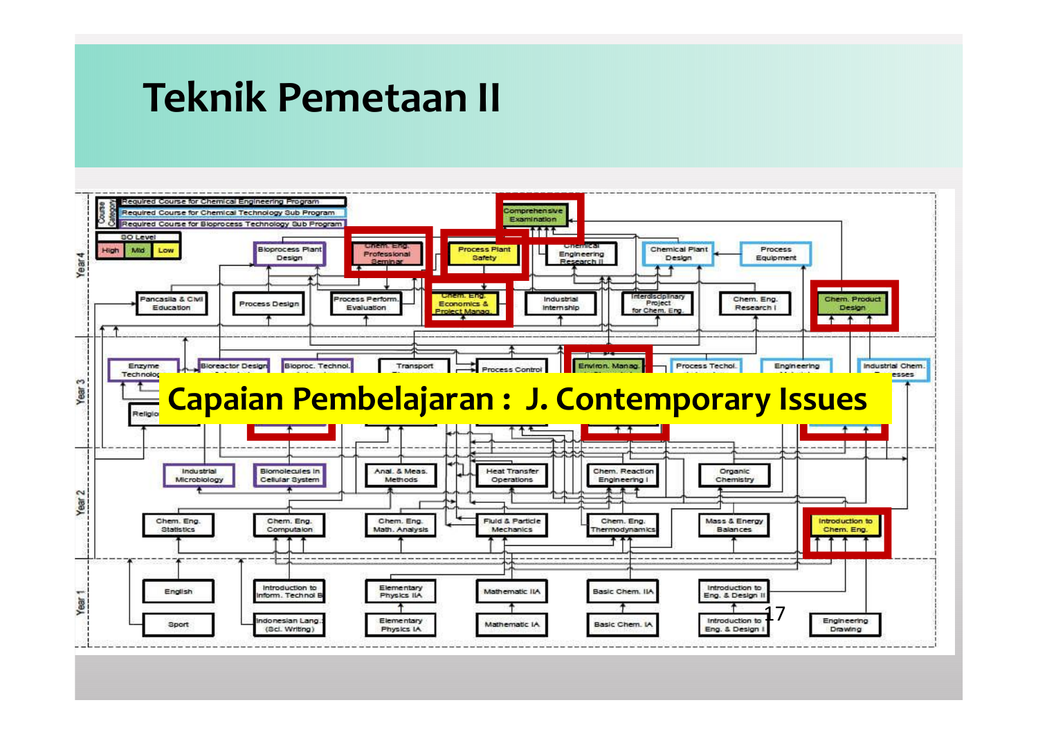# Teknik Pemetaan II

| Course Category | |
| --- | --- |
| Required Course for Chemical Engineering Program | |
| Required Course for Chemical Technology Sub Program | |
| Required Course for Bioprocess Technology Sub Program | |

| SO Level | | |
| --- | --- | --- |
| High | Mid | Low |

**Year 4:** Comprehensive Examination; Bioprocess Plant Design; Chem. Eng. Professional Seminar; Process Plant Safety; Chemical Engineering Research II; Chemical Plant Design; Process Equipment; Pancasila & Civil Education; Process Design; Process Perform. Evaluation; Chem. Eng. Economics & Project Manag.; Industrial Internship; Interdisciplinary Project for Chem. Eng.; Chem. Eng. Research I; Chem. Product Design

**Year 3:** Enzyme Technolog...; Bioreactor Design...; Bioproc. Technol....; Transport...; Process Control; Environ. Manag....; Process Techol....; Engineering...; Industrial Chem. ...esses; Religio...

## Capaian Pembelajaran : J. Contemporary Issues

**Year 2:** Industrial Microbiology; Biomolecules in Cellular System; Anal. & Meas. Methods; Heat Transfer Operations; Chem. Reaction Engineering I; Organic Chemistry; Chem. Eng. Statistics; Chem. Eng. Computaion; Chem. Eng. Math. Analysis; Fluid & Particle Mechanics; Chem. Eng. Thermodynamics; Mass & Energy Balances; Introduction to Chem. Eng.

**Year 1:** English; Introduction to Inform. Technol B; Elementary Physics IIA; Mathematic IIA; Basic Chem. IIA; Introduction to Eng. & Design II; Sport; Indonesian Lang. (Sci. Writing); Elementary Physics IA; Mathematic IA; Basic Chem. IA; Introduction to Eng. & Design I; Engineering Drawing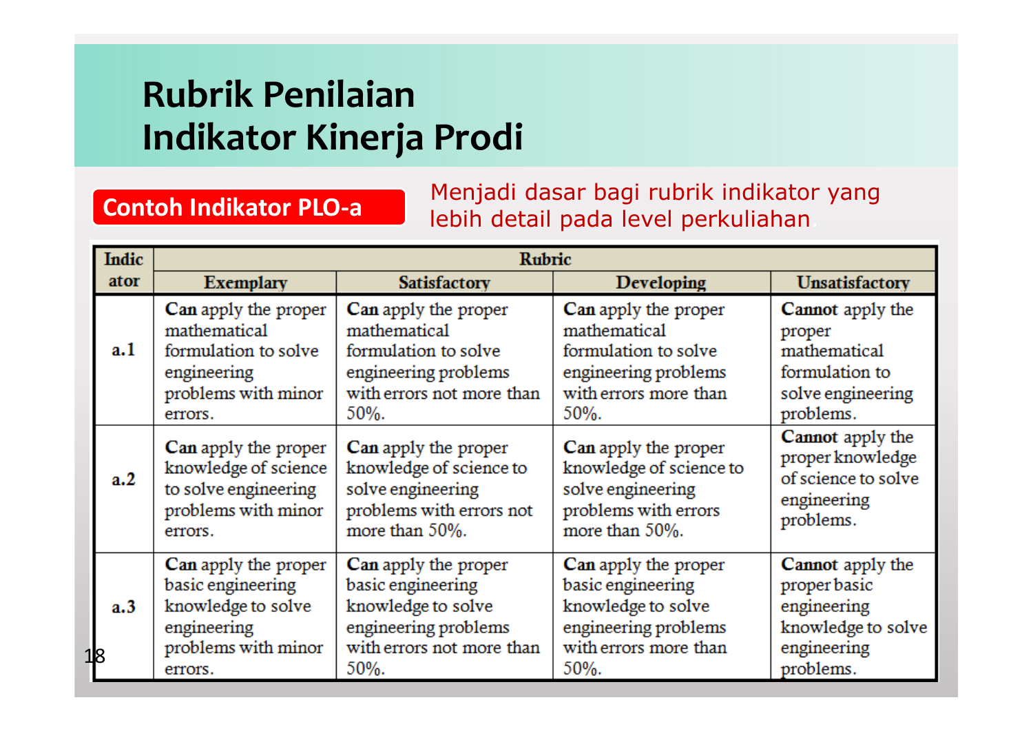# Rubrik Penilaian Indikator Kinerja Prodi

**Contoh Indikator PLO-a**

Menjadi dasar bagi rubrik indikator yang lebih detail pada level perkuliahan

| Indicator | Rubric | | | |
|---|---|---|---|---|
| | Exemplary | Satisfactory | Developing | Unsatisfactory |
| a.1 | **Can** apply the proper mathematical formulation to solve engineering problems with minor errors. | **Can** apply the proper mathematical formulation to solve engineering problems with errors not more than 50%. | **Can** apply the proper mathematical formulation to solve engineering problems with errors more than 50%. | **Cannot** apply the proper mathematical formulation to solve engineering problems. |
| a.2 | **Can** apply the proper knowledge of science to solve engineering problems with minor errors. | **Can** apply the proper knowledge of science to solve engineering problems with errors not more than 50%. | **Can** apply the proper knowledge of science to solve engineering problems with errors more than 50%. | **Cannot** apply the proper knowledge of science to solve engineering problems. |
| a.3 | **Can** apply the proper basic engineering knowledge to solve engineering problems with minor errors. | **Can** apply the proper basic engineering knowledge to solve engineering problems with errors not more than 50%. | **Can** apply the proper basic engineering knowledge to solve engineering problems with errors more than 50%. | **Cannot** apply the proper basic engineering knowledge to solve engineering problems. |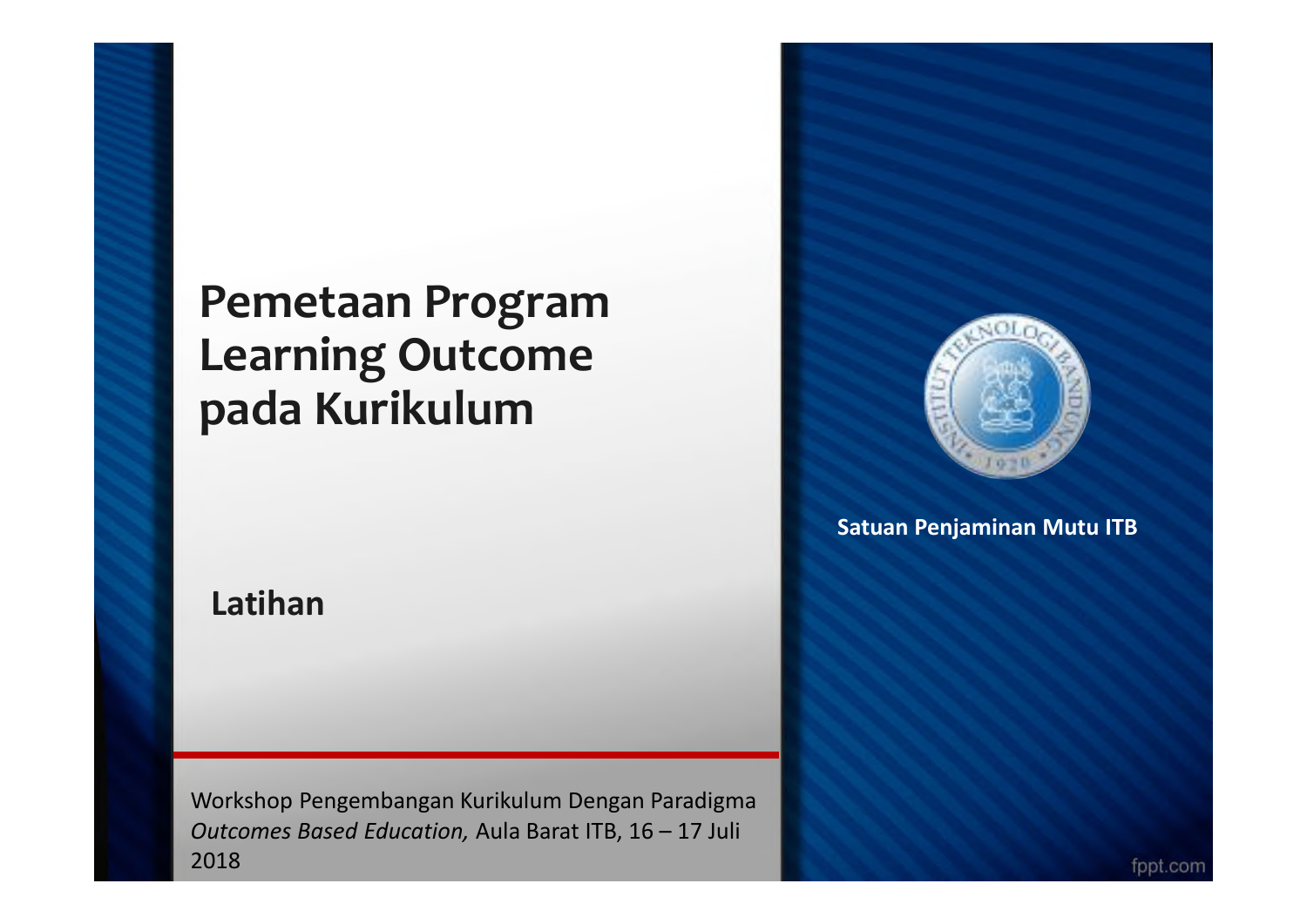# Pemetaan Program Learning Outcome pada Kurikulum

**Latihan**

Workshop Pengembangan Kurikulum Dengan Paradigma *Outcomes Based Education,* Aula Barat ITB, 16 – 17 Juli 2018

**Satuan Penjaminan Mutu ITB**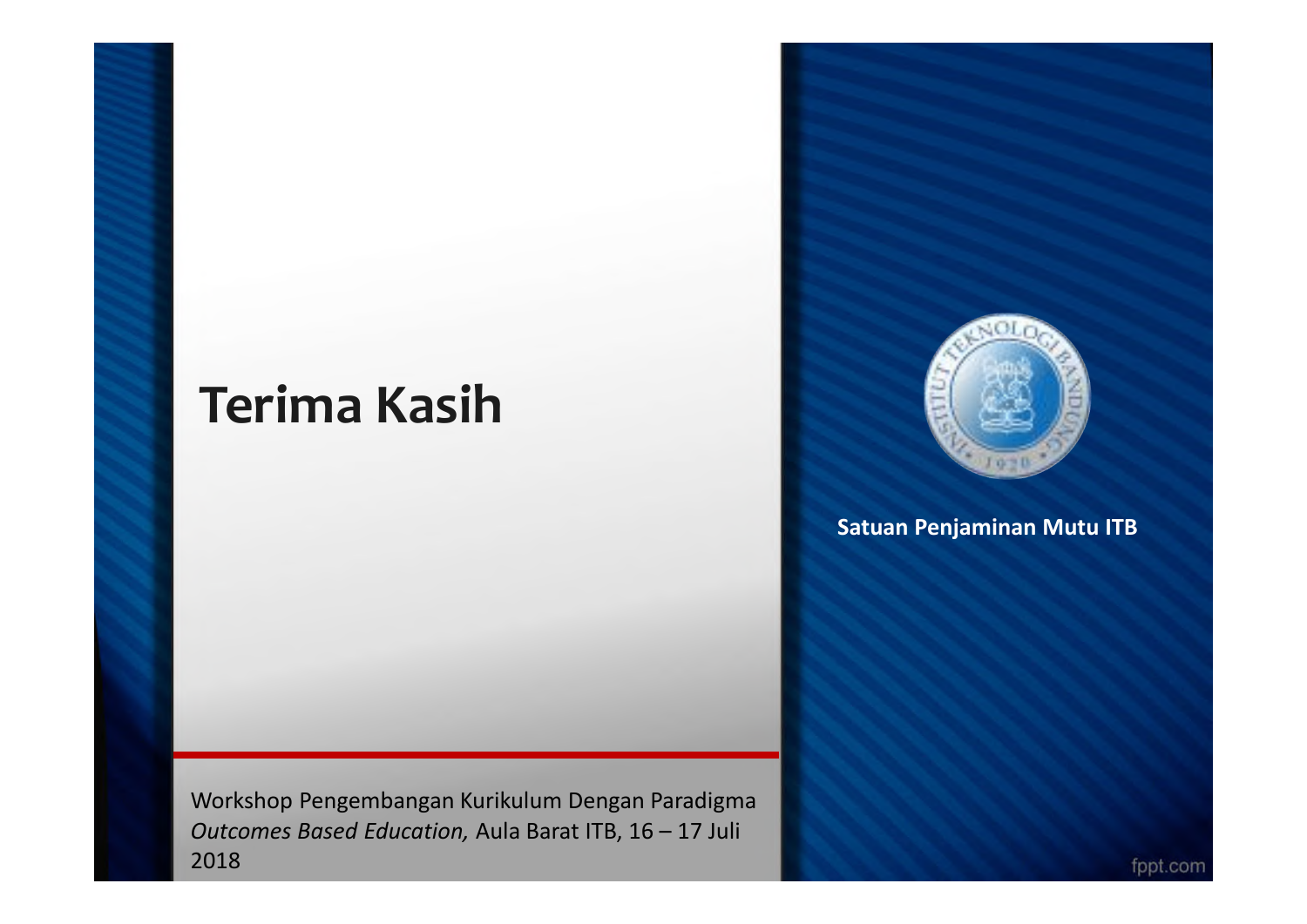# Terima Kasih

Satuan Penjaminan Mutu ITB

Workshop Pengembangan Kurikulum Dengan Paradigma *Outcomes Based Education,* Aula Barat ITB, 16 – 17 Juli 2018